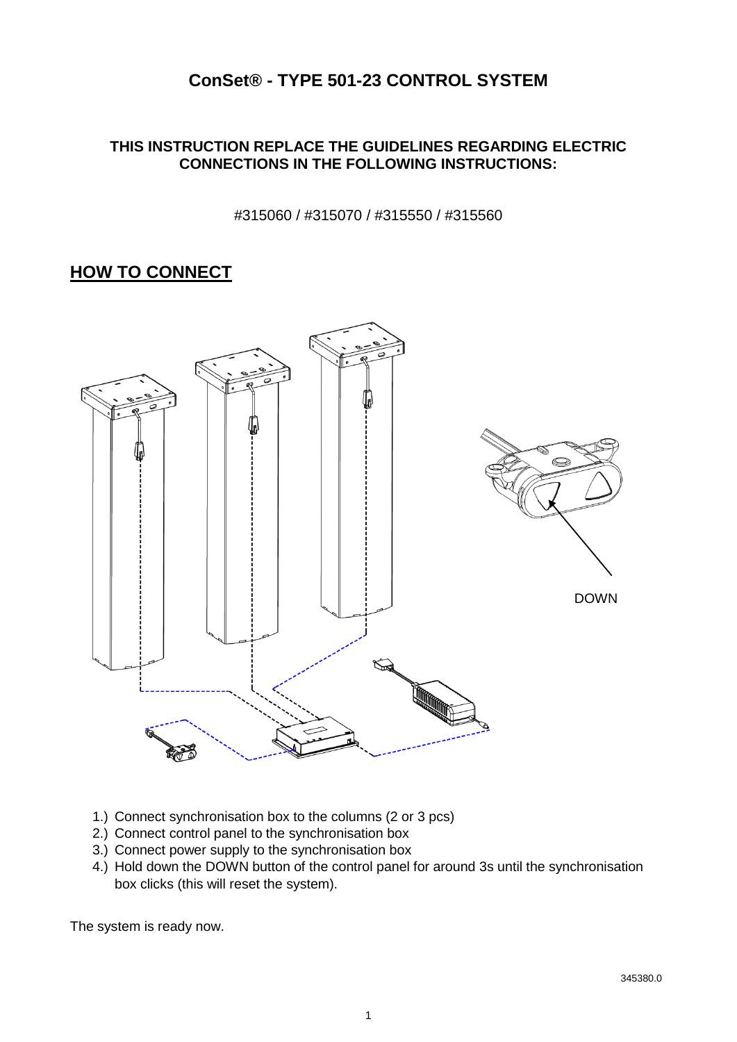# ConSet® - TYPE 501-23 CONTROL SYSTEM

**THIS INSTRUCTION REPLACE THE GUIDELINES REGARDING ELECTRIC CONNECTIONS IN THE FOLLOWING INSTRUCTIONS:**

#315060 / #315070 / #315550 / #315560

## HOW TO CONNECT

DOWN

1.) Connect synchronisation box to the columns (2 or 3 pcs)
2.) Connect control panel to the synchronisation box
3.) Connect power supply to the synchronisation box
4.) Hold down the DOWN button of the control panel for around 3s until the synchronisation box clicks (this will reset the system).

The system is ready now.

345380.0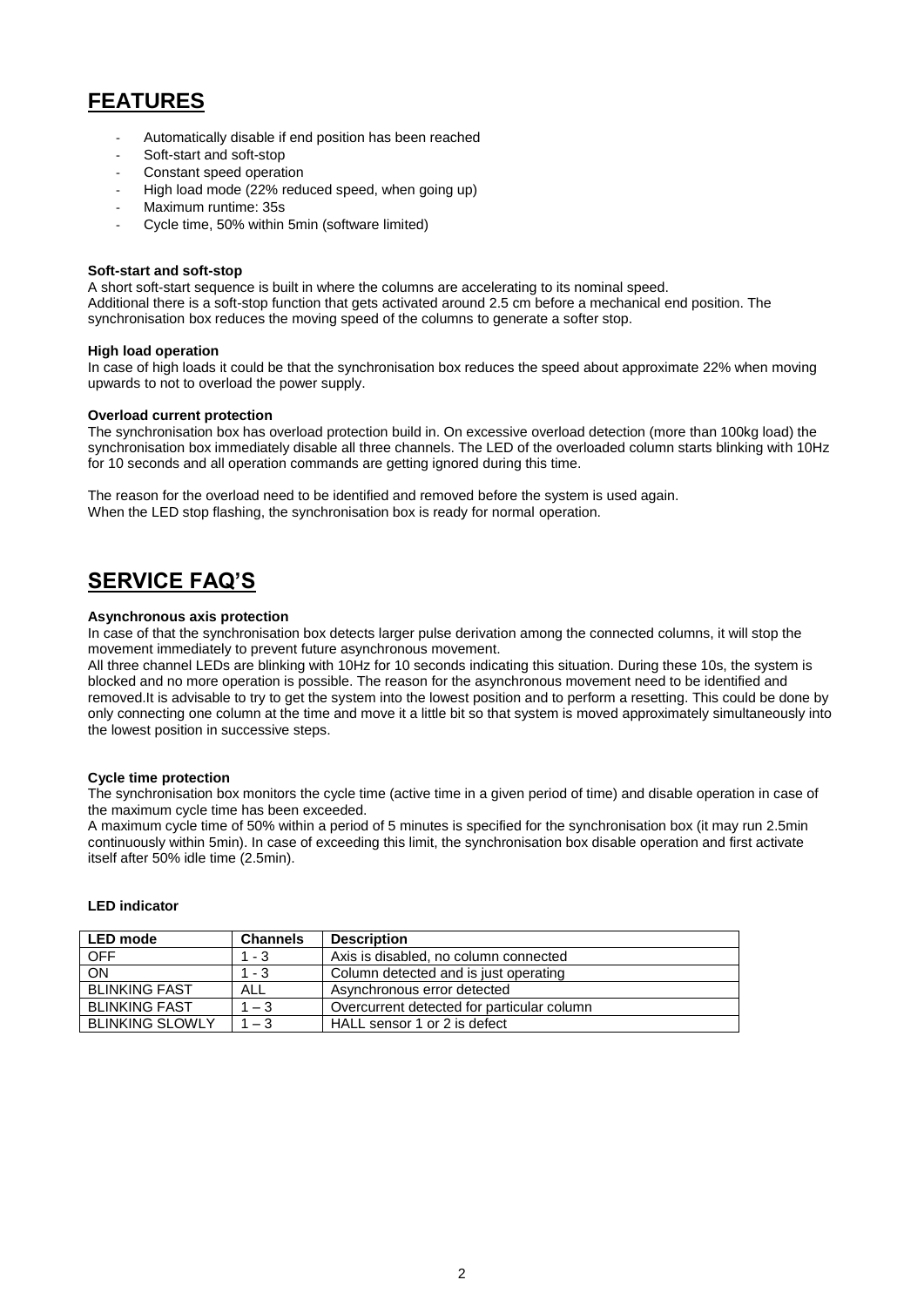# FEATURES

- Automatically disable if end position has been reached
- Soft-start and soft-stop
- Constant speed operation
- High load mode (22% reduced speed, when going up)
- Maximum runtime: 35s
- Cycle time, 50% within 5min (software limited)

**Soft-start and soft-stop**

A short soft-start sequence is built in where the columns are accelerating to its nominal speed.
Additional there is a soft-stop function that gets activated around 2.5 cm before a mechanical end position. The synchronisation box reduces the moving speed of the columns to generate a softer stop.

**High load operation**

In case of high loads it could be that the synchronisation box reduces the speed about approximate 22% when moving upwards to not to overload the power supply.

**Overload current protection**

The synchronisation box has overload protection build in. On excessive overload detection (more than 100kg load) the synchronisation box immediately disable all three channels. The LED of the overloaded column starts blinking with 10Hz for 10 seconds and all operation commands are getting ignored during this time.

The reason for the overload need to be identified and removed before the system is used again.
When the LED stop flashing, the synchronisation box is ready for normal operation.

# SERVICE FAQ'S

**Asynchronous axis protection**

In case of that the synchronisation box detects larger pulse derivation among the connected columns, it will stop the movement immediately to prevent future asynchronous movement.
All three channel LEDs are blinking with 10Hz for 10 seconds indicating this situation. During these 10s, the system is blocked and no more operation is possible. The reason for the asynchronous movement need to be identified and removed.It is advisable to try to get the system into the lowest position and to perform a resetting. This could be done by only connecting one column at the time and move it a little bit so that system is moved approximately simultaneously into the lowest position in successive steps.

**Cycle time protection**

The synchronisation box monitors the cycle time (active time in a given period of time) and disable operation in case of the maximum cycle time has been exceeded.
A maximum cycle time of 50% within a period of 5 minutes is specified for the synchronisation box (it may run 2.5min continuously within 5min). In case of exceeding this limit, the synchronisation box disable operation and first activate itself after 50% idle time (2.5min).

**LED indicator**

| LED mode | Channels | Description |
|---|---|---|
| OFF | 1 - 3 | Axis is disabled, no column connected |
| ON | 1 - 3 | Column detected and is just operating |
| BLINKING FAST | ALL | Asynchronous error detected |
| BLINKING FAST | 1 – 3 | Overcurrent detected for particular column |
| BLINKING SLOWLY | 1 – 3 | HALL sensor 1 or 2 is defect |